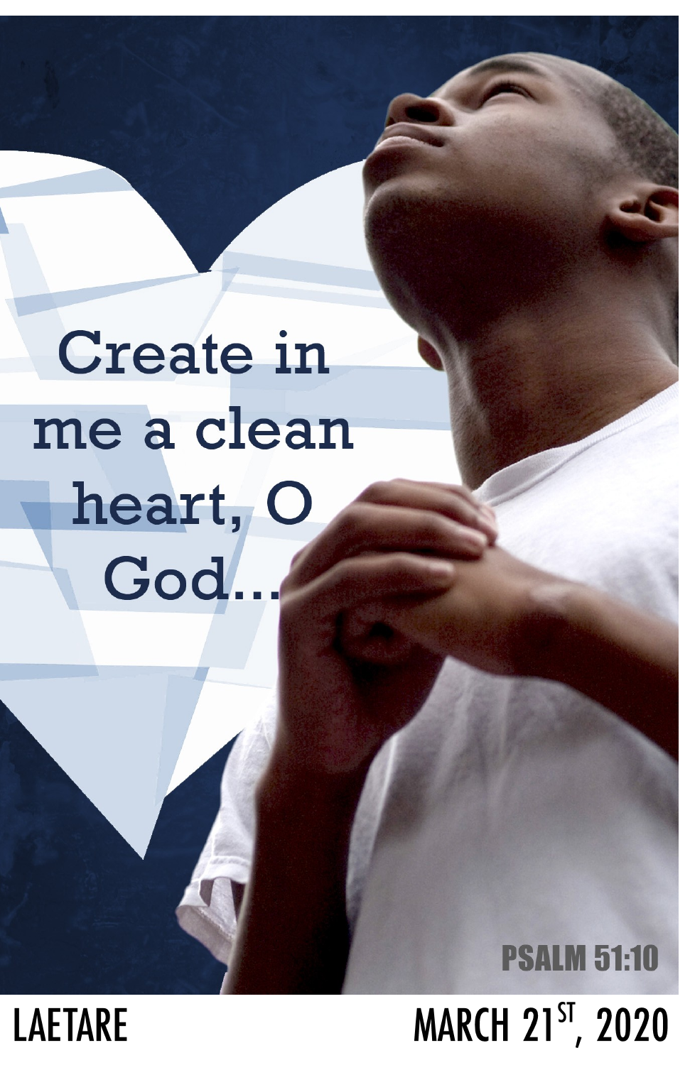Create in me a clean heart, O God...

PSALM 51:10

LAETARE

MARCH 21$^{ST}$, 2020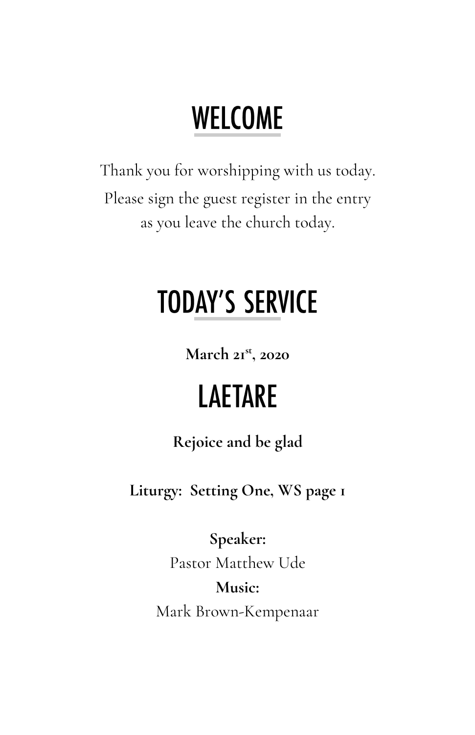# WELCOME

Thank you for worshipping with us today.
Please sign the guest register in the entry
as you leave the church today.

# TODAY'S SERVICE

**March 21st, 2020**

# LAETARE

**Rejoice and be glad**

**Liturgy: Setting One, WS page 1**

**Speaker:**
Pastor Matthew Ude

**Music:**
Mark Brown-Kempenaar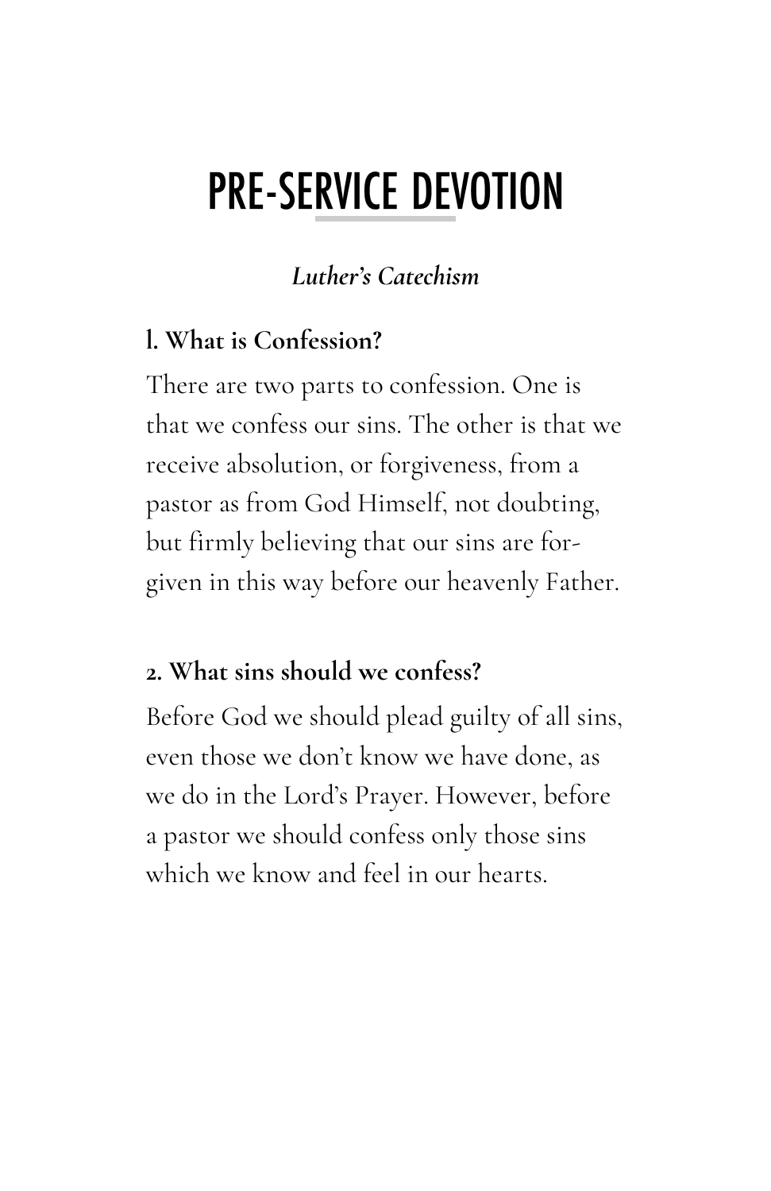# PRE-SERVICE DEVOTION

***Luther's Catechism***

**1. What is Confession?**

There are two parts to confession. One is that we confess our sins. The other is that we receive absolution, or forgiveness, from a pastor as from God Himself, not doubting, but firmly believing that our sins are forgiven in this way before our heavenly Father.

**2. What sins should we confess?**

Before God we should plead guilty of all sins, even those we don't know we have done, as we do in the Lord's Prayer. However, before a pastor we should confess only those sins which we know and feel in our hearts.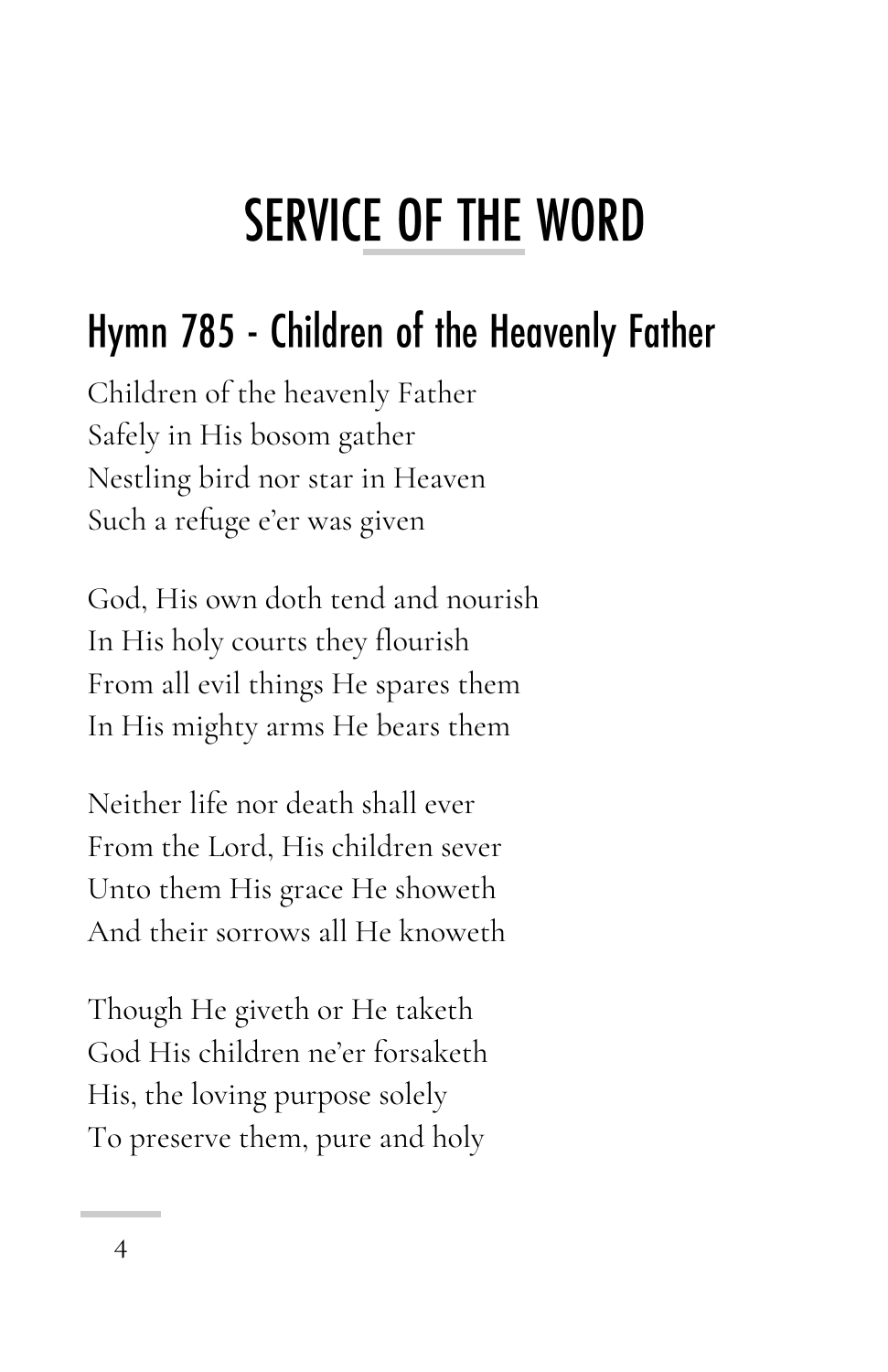# SERVICE OF THE WORD

## Hymn 785 - Children of the Heavenly Father

Children of the heavenly Father  
Safely in His bosom gather  
Nestling bird nor star in Heaven  
Such a refuge e'er was given

God, His own doth tend and nourish  
In His holy courts they flourish  
From all evil things He spares them  
In His mighty arms He bears them

Neither life nor death shall ever  
From the Lord, His children sever  
Unto them His grace He showeth  
And their sorrows all He knoweth

Though He giveth or He taketh  
God His children ne'er forsaketh  
His, the loving purpose solely  
To preserve them, pure and holy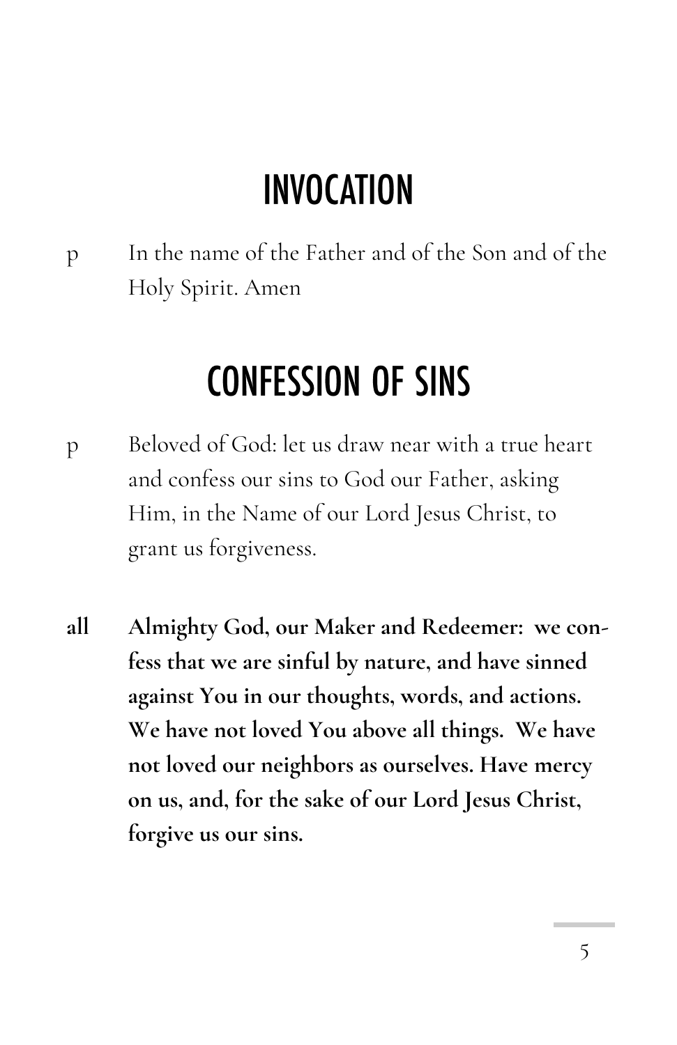# INVOCATION

p In the name of the Father and of the Son and of the Holy Spirit. Amen

# CONFESSION OF SINS

p Beloved of God: let us draw near with a true heart and confess our sins to God our Father, asking Him, in the Name of our Lord Jesus Christ, to grant us forgiveness.

**all Almighty God, our Maker and Redeemer: we confess that we are sinful by nature, and have sinned against You in our thoughts, words, and actions. We have not loved You above all things. We have not loved our neighbors as ourselves. Have mercy on us, and, for the sake of our Lord Jesus Christ, forgive us our sins.**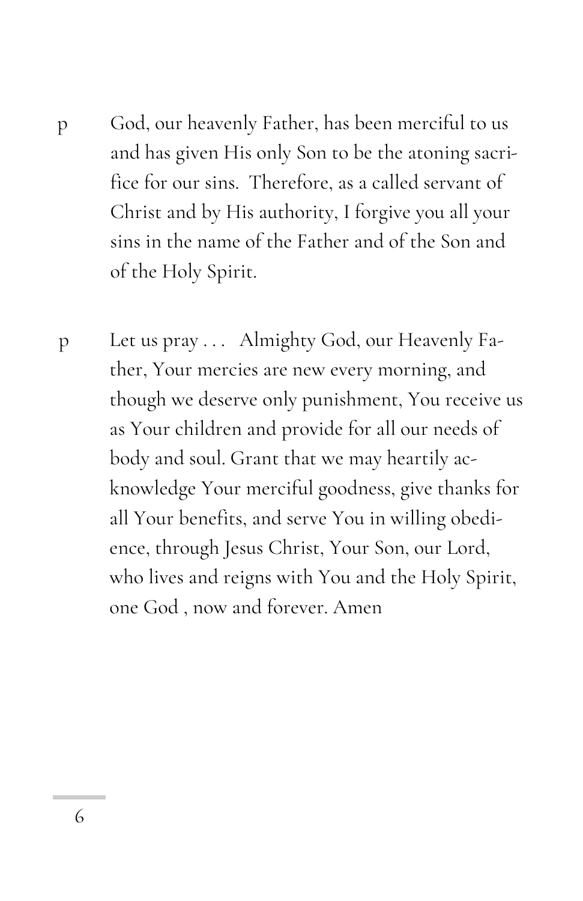p God, our heavenly Father, has been merciful to us and has given His only Son to be the atoning sacrifice for our sins. Therefore, as a called servant of Christ and by His authority, I forgive you all your sins in the name of the Father and of the Son and of the Holy Spirit.

p Let us pray . . . Almighty God, our Heavenly Father, Your mercies are new every morning, and though we deserve only punishment, You receive us as Your children and provide for all our needs of body and soul. Grant that we may heartily acknowledge Your merciful goodness, give thanks for all Your benefits, and serve You in willing obedience, through Jesus Christ, Your Son, our Lord, who lives and reigns with You and the Holy Spirit, one God , now and forever. Amen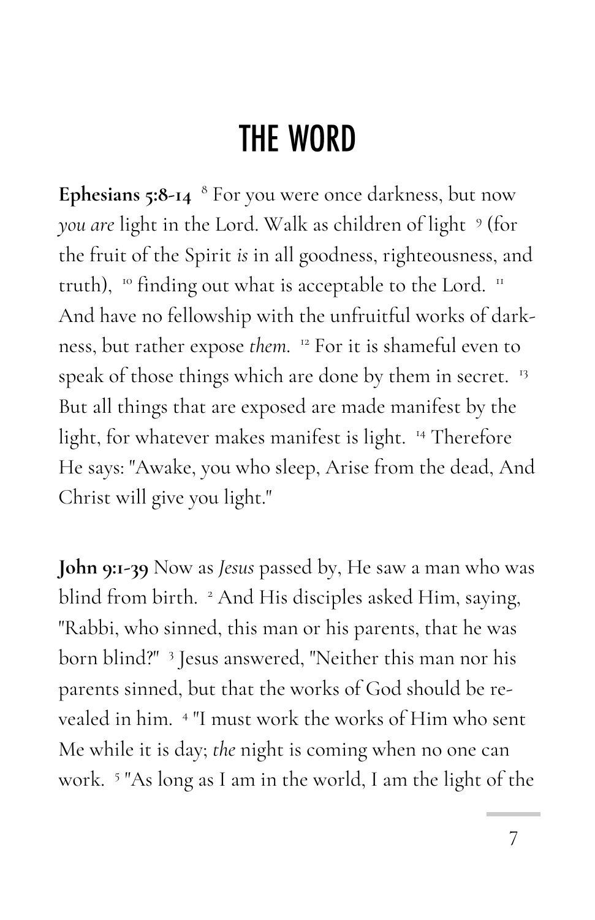# THE WORD

**Ephesians 5:8-14** [8] For you were once darkness, but now *you are* light in the Lord. Walk as children of light [9] (for the fruit of the Spirit *is* in all goodness, righteousness, and truth), [10] finding out what is acceptable to the Lord. [11] And have no fellowship with the unfruitful works of darkness, but rather expose *them.* [12] For it is shameful even to speak of those things which are done by them in secret. [13] But all things that are exposed are made manifest by the light, for whatever makes manifest is light. [14] Therefore He says: "Awake, you who sleep, Arise from the dead, And Christ will give you light."

**John 9:1-39** Now as *Jesus* passed by, He saw a man who was blind from birth. [2] And His disciples asked Him, saying, "Rabbi, who sinned, this man or his parents, that he was born blind?" [3] Jesus answered, "Neither this man nor his parents sinned, but that the works of God should be revealed in him. [4] "I must work the works of Him who sent Me while it is day; *the* night is coming when no one can work. [5] "As long as I am in the world, I am the light of the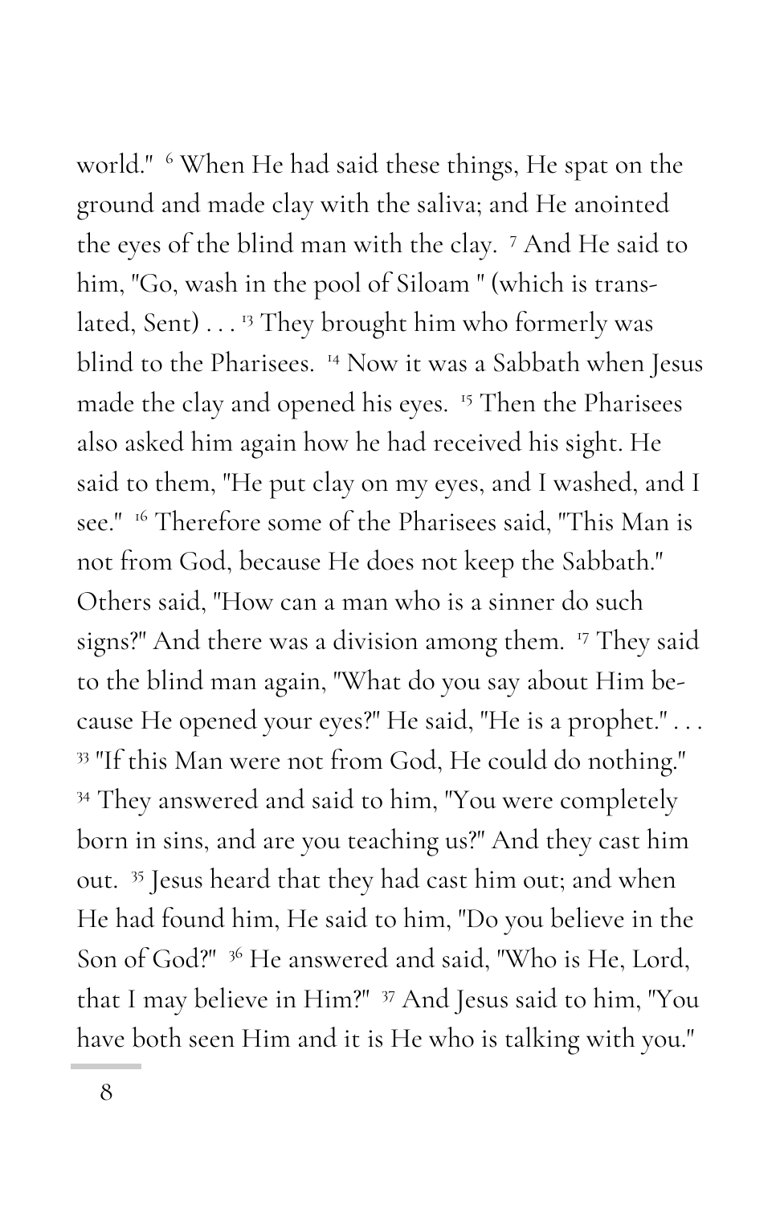world." [6] When He had said these things, He spat on the ground and made clay with the saliva; and He anointed the eyes of the blind man with the clay. [7] And He said to him, "Go, wash in the pool of Siloam " (which is translated, Sent) . . . [13] They brought him who formerly was blind to the Pharisees. [14] Now it was a Sabbath when Jesus made the clay and opened his eyes. [15] Then the Pharisees also asked him again how he had received his sight. He said to them, "He put clay on my eyes, and I washed, and I see." [16] Therefore some of the Pharisees said, "This Man is not from God, because He does not keep the Sabbath." Others said, "How can a man who is a sinner do such signs?" And there was a division among them. [17] They said to the blind man again, "What do you say about Him because He opened your eyes?" He said, "He is a prophet." . . . [33] "If this Man were not from God, He could do nothing." [34] They answered and said to him, "You were completely born in sins, and are you teaching us?" And they cast him out. [35] Jesus heard that they had cast him out; and when He had found him, He said to him, "Do you believe in the Son of God?" [36] He answered and said, "Who is He, Lord, that I may believe in Him?" [37] And Jesus said to him, "You have both seen Him and it is He who is talking with you."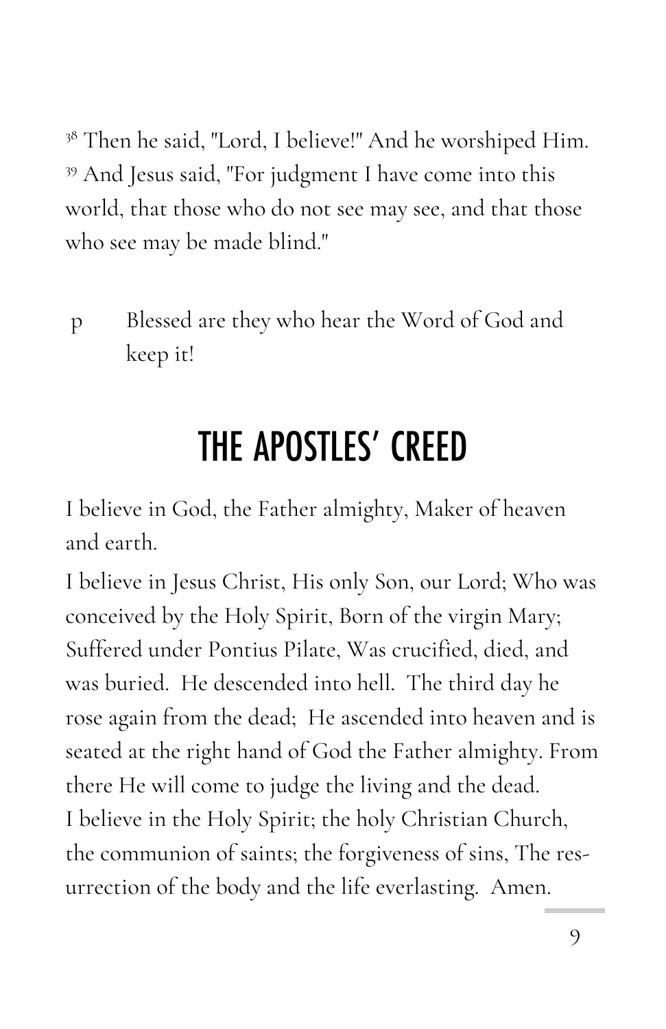[38] Then he said, "Lord, I believe!" And he worshiped Him. [39] And Jesus said, "For judgment I have come into this world, that those who do not see may see, and that those who see may be made blind."

p Blessed are they who hear the Word of God and keep it!

# THE APOSTLES' CREED

I believe in God, the Father almighty, Maker of heaven and earth.

I believe in Jesus Christ, His only Son, our Lord; Who was conceived by the Holy Spirit, Born of the virgin Mary; Suffered under Pontius Pilate, Was crucified, died, and was buried. He descended into hell. The third day he rose again from the dead; He ascended into heaven and is seated at the right hand of God the Father almighty. From there He will come to judge the living and the dead.
I believe in the Holy Spirit; the holy Christian Church, the communion of saints; the forgiveness of sins, The resurrection of the body and the life everlasting. Amen.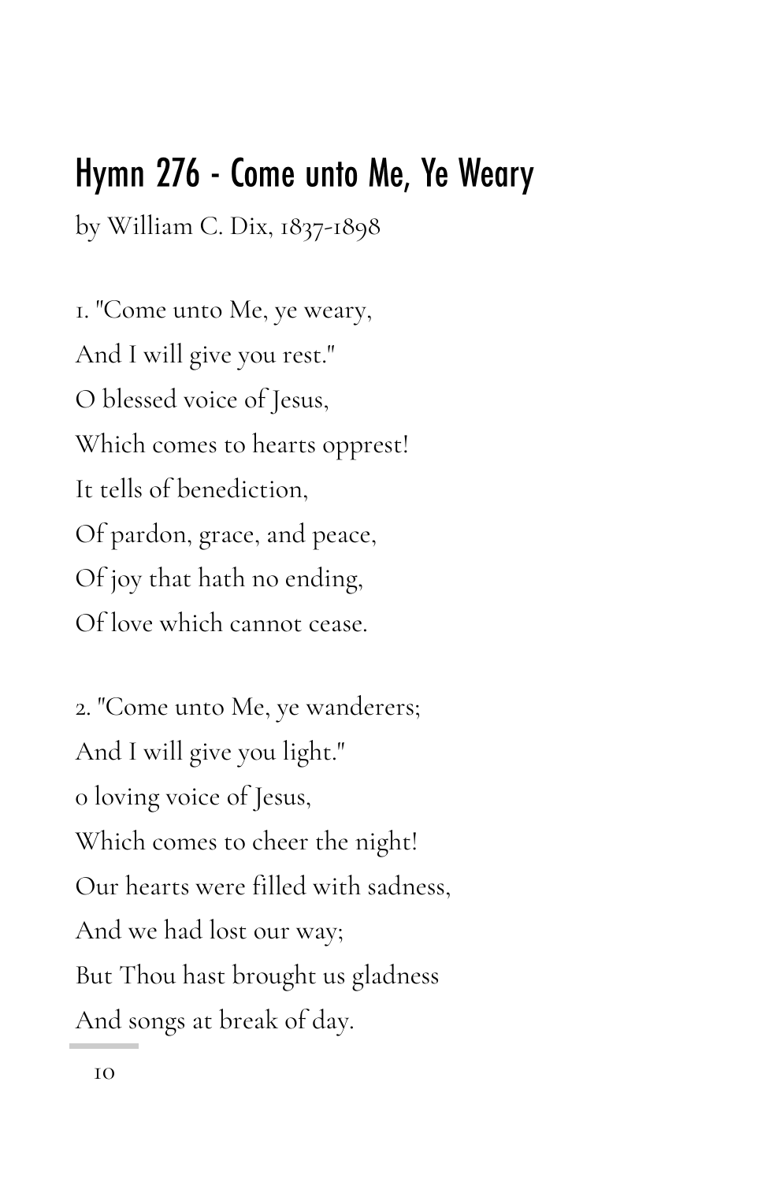# Hymn 276 - Come unto Me, Ye Weary

by William C. Dix, 1837-1898

1. "Come unto Me, ye weary,  
And I will give you rest."  
O blessed voice of Jesus,  
Which comes to hearts opprest!  
It tells of benediction,  
Of pardon, grace, and peace,  
Of joy that hath no ending,  
Of love which cannot cease.

2. "Come unto Me, ye wanderers;  
And I will give you light."  
o loving voice of Jesus,  
Which comes to cheer the night!  
Our hearts were filled with sadness,  
And we had lost our way;  
But Thou hast brought us gladness  
And songs at break of day.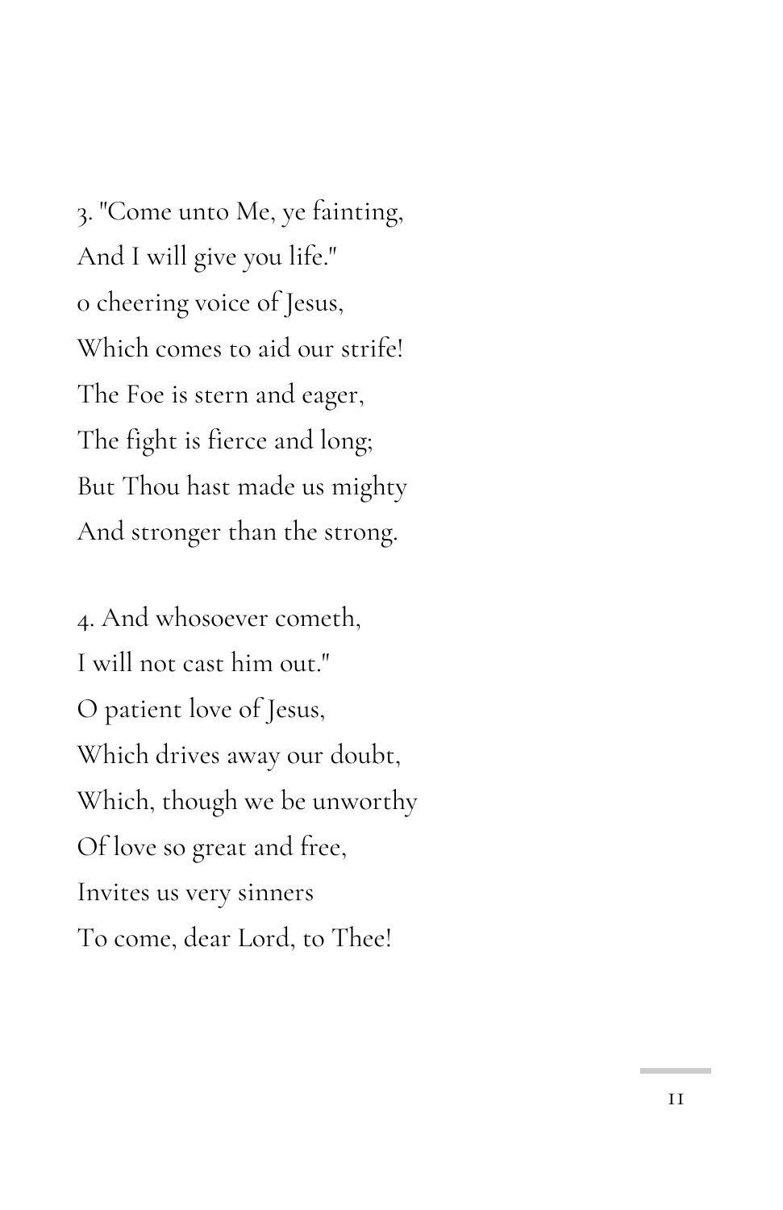3. "Come unto Me, ye fainting,
And I will give you life."
o cheering voice of Jesus,
Which comes to aid our strife!
The Foe is stern and eager,
The fight is fierce and long;
But Thou hast made us mighty
And stronger than the strong.

4. And whosoever cometh,
I will not cast him out."
O patient love of Jesus,
Which drives away our doubt,
Which, though we be unworthy
Of love so great and free,
Invites us very sinners
To come, dear Lord, to Thee!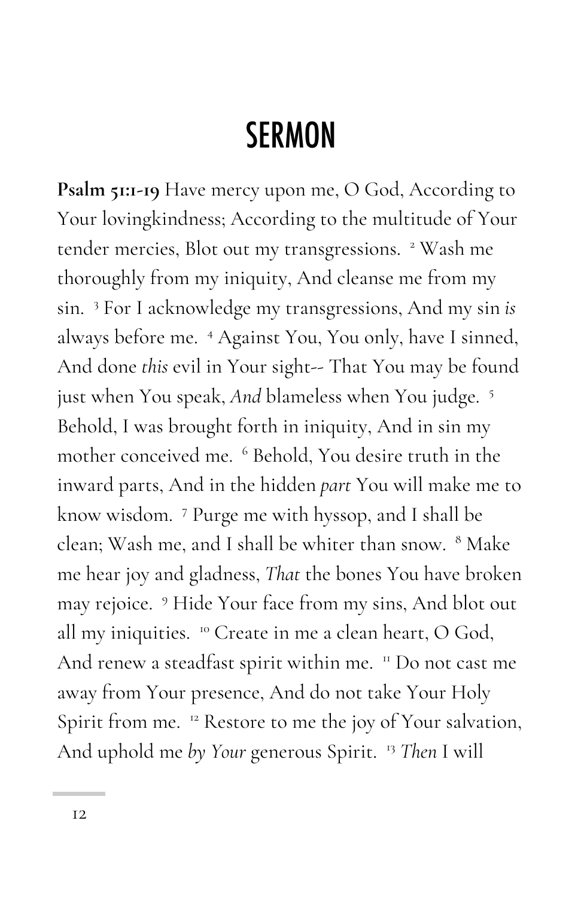# SERMON

**Psalm 51:1-19** Have mercy upon me, O God, According to Your lovingkindness; According to the multitude of Your tender mercies, Blot out my transgressions. [2] Wash me thoroughly from my iniquity, And cleanse me from my sin. [3] For I acknowledge my transgressions, And my sin *is* always before me. [4] Against You, You only, have I sinned, And done *this* evil in Your sight-- That You may be found just when You speak, *And* blameless when You judge. [5] Behold, I was brought forth in iniquity, And in sin my mother conceived me. [6] Behold, You desire truth in the inward parts, And in the hidden *part* You will make me to know wisdom. [7] Purge me with hyssop, and I shall be clean; Wash me, and I shall be whiter than snow. [8] Make me hear joy and gladness, *That* the bones You have broken may rejoice. [9] Hide Your face from my sins, And blot out all my iniquities. [10] Create in me a clean heart, O God, And renew a steadfast spirit within me. [11] Do not cast me away from Your presence, And do not take Your Holy Spirit from me. [12] Restore to me the joy of Your salvation, And uphold me *by Your* generous Spirit. [13] *Then* I will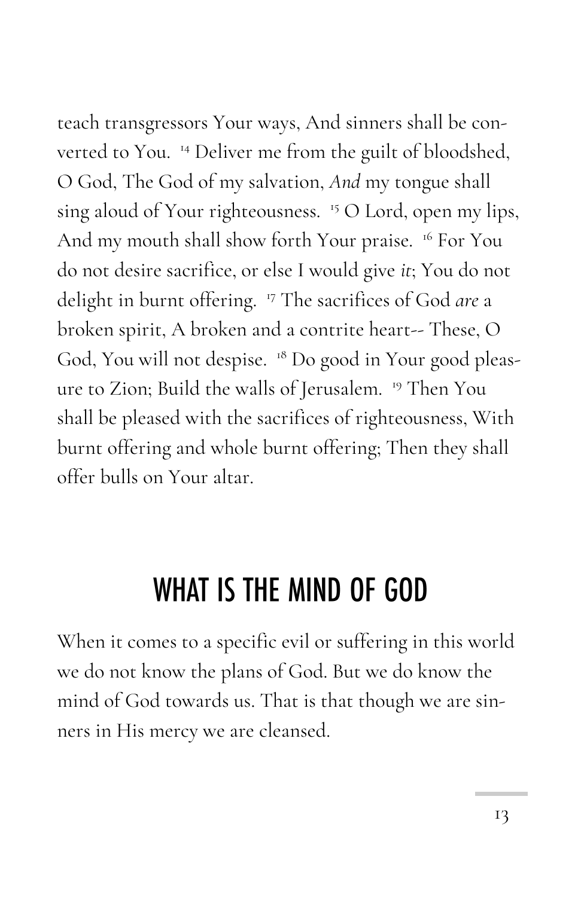teach transgressors Your ways, And sinners shall be converted to You. [14] Deliver me from the guilt of bloodshed, O God, The God of my salvation, *And* my tongue shall sing aloud of Your righteousness. [15] O Lord, open my lips, And my mouth shall show forth Your praise. [16] For You do not desire sacrifice, or else I would give *it*; You do not delight in burnt offering. [17] The sacrifices of God *are* a broken spirit, A broken and a contrite heart-- These, O God, You will not despise. [18] Do good in Your good pleasure to Zion; Build the walls of Jerusalem. [19] Then You shall be pleased with the sacrifices of righteousness, With burnt offering and whole burnt offering; Then they shall offer bulls on Your altar.

## WHAT IS THE MIND OF GOD

When it comes to a specific evil or suffering in this world we do not know the plans of God. But we do know the mind of God towards us. That is that though we are sinners in His mercy we are cleansed.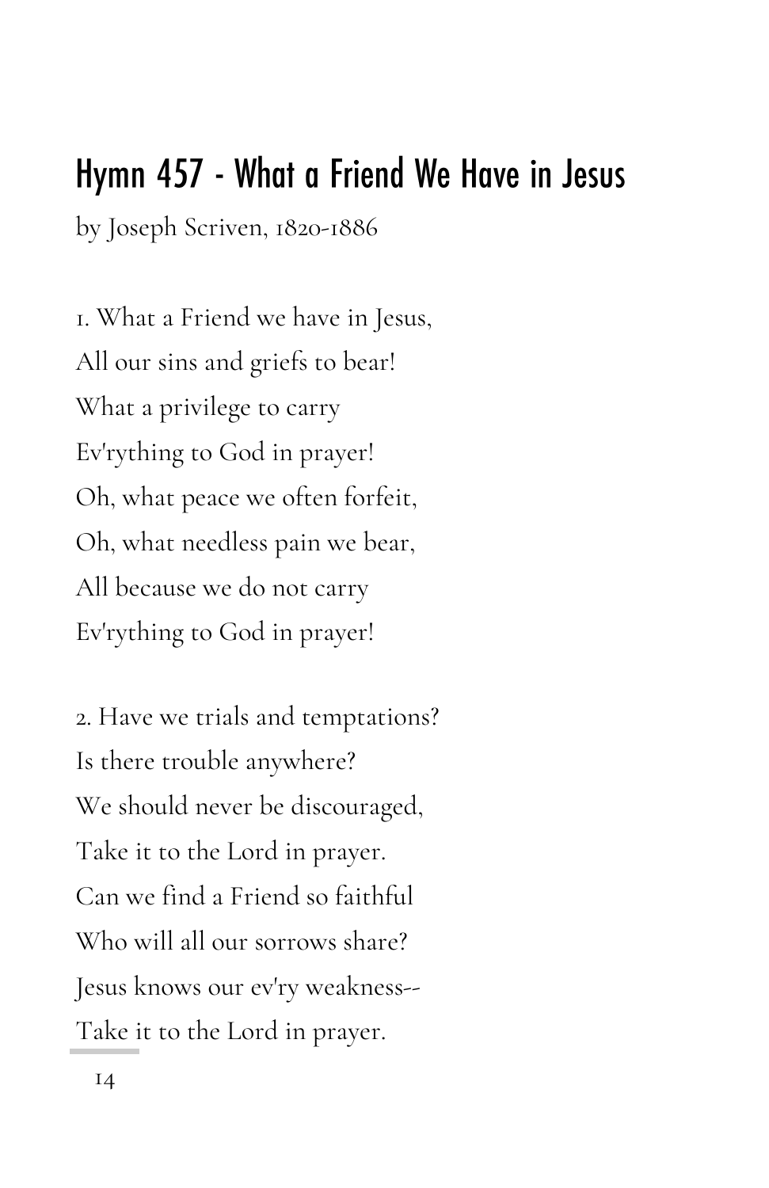## Hymn 457 - What a Friend We Have in Jesus

by Joseph Scriven, 1820-1886

1. What a Friend we have in Jesus,
All our sins and griefs to bear!
What a privilege to carry
Ev'rything to God in prayer!
Oh, what peace we often forfeit,
Oh, what needless pain we bear,
All because we do not carry
Ev'rything to God in prayer!

2. Have we trials and temptations?
Is there trouble anywhere?
We should never be discouraged,
Take it to the Lord in prayer.
Can we find a Friend so faithful
Who will all our sorrows share?
Jesus knows our ev'ry weakness--
Take it to the Lord in prayer.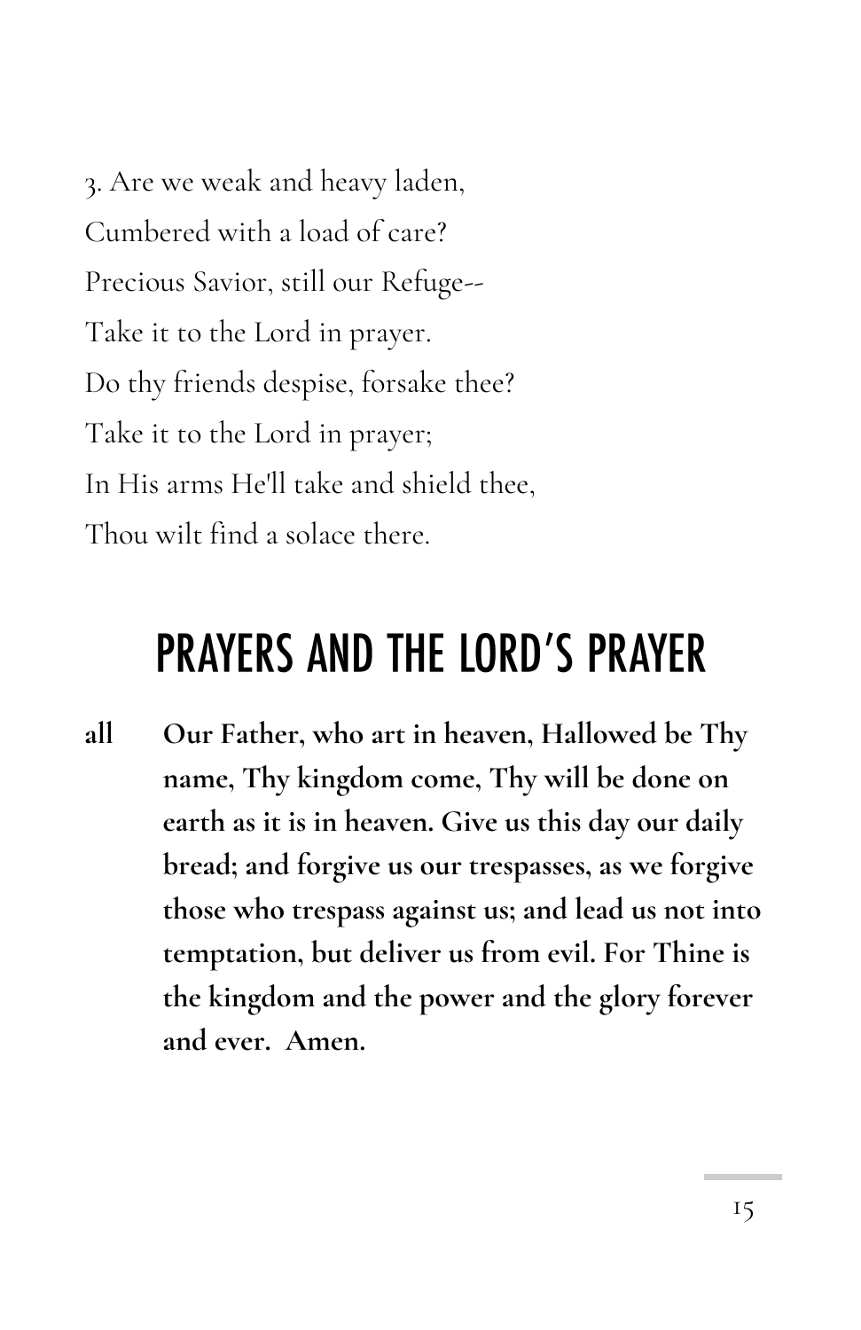3. Are we weak and heavy laden,  
Cumbered with a load of care?  
Precious Savior, still our Refuge--  
Take it to the Lord in prayer.  
Do thy friends despise, forsake thee?  
Take it to the Lord in prayer;  
In His arms He'll take and shield thee,  
Thou wilt find a solace there.

## PRAYERS AND THE LORD'S PRAYER

**all** **Our Father, who art in heaven, Hallowed be Thy name, Thy kingdom come, Thy will be done on earth as it is in heaven. Give us this day our daily bread; and forgive us our trespasses, as we forgive those who trespass against us; and lead us not into temptation, but deliver us from evil. For Thine is the kingdom and the power and the glory forever and ever. Amen.**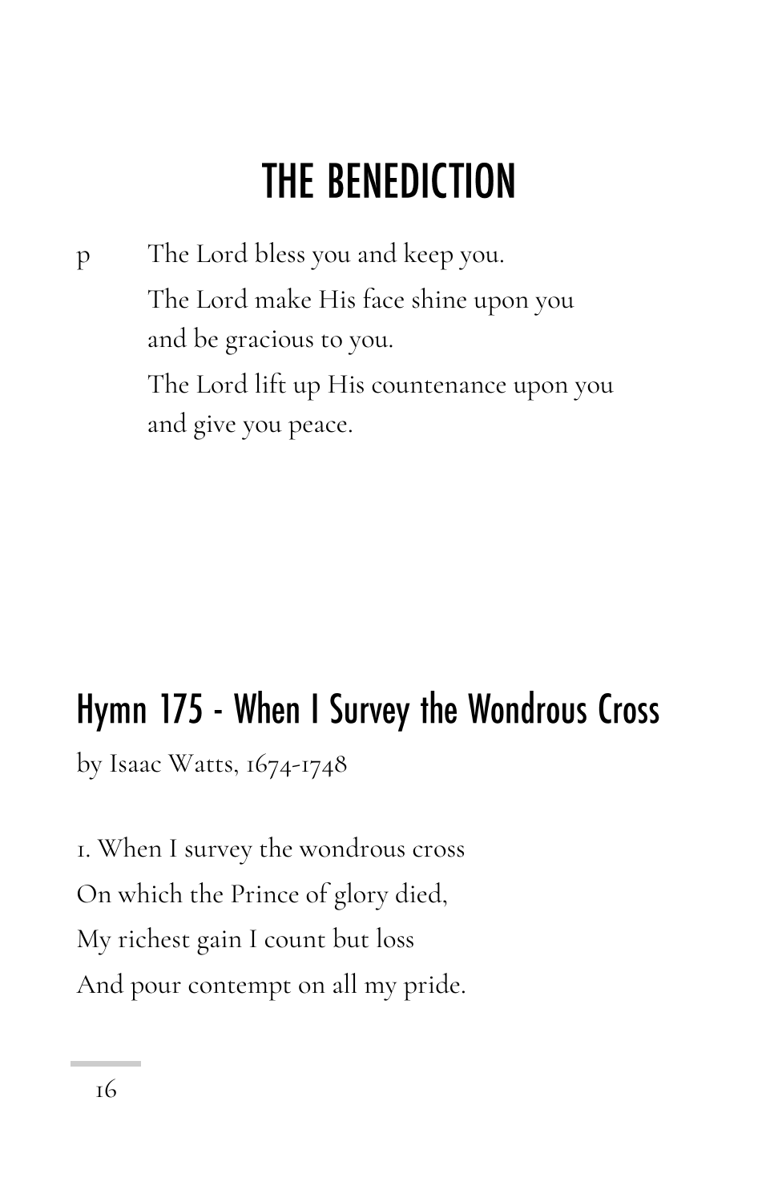# THE BENEDICTION

p The Lord bless you and keep you.

The Lord make His face shine upon you
and be gracious to you.

The Lord lift up His countenance upon you
and give you peace.

## Hymn 175 - When I Survey the Wondrous Cross

by Isaac Watts, 1674-1748

1. When I survey the wondrous cross
On which the Prince of glory died,
My richest gain I count but loss
And pour contempt on all my pride.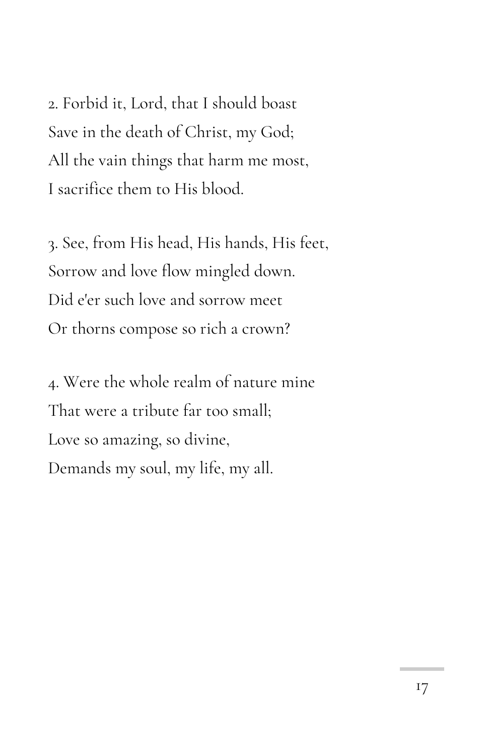2. Forbid it, Lord, that I should boast
Save in the death of Christ, my God;
All the vain things that harm me most,
I sacrifice them to His blood.

3. See, from His head, His hands, His feet,
Sorrow and love flow mingled down.
Did e'er such love and sorrow meet
Or thorns compose so rich a crown?

4. Were the whole realm of nature mine
That were a tribute far too small;
Love so amazing, so divine,
Demands my soul, my life, my all.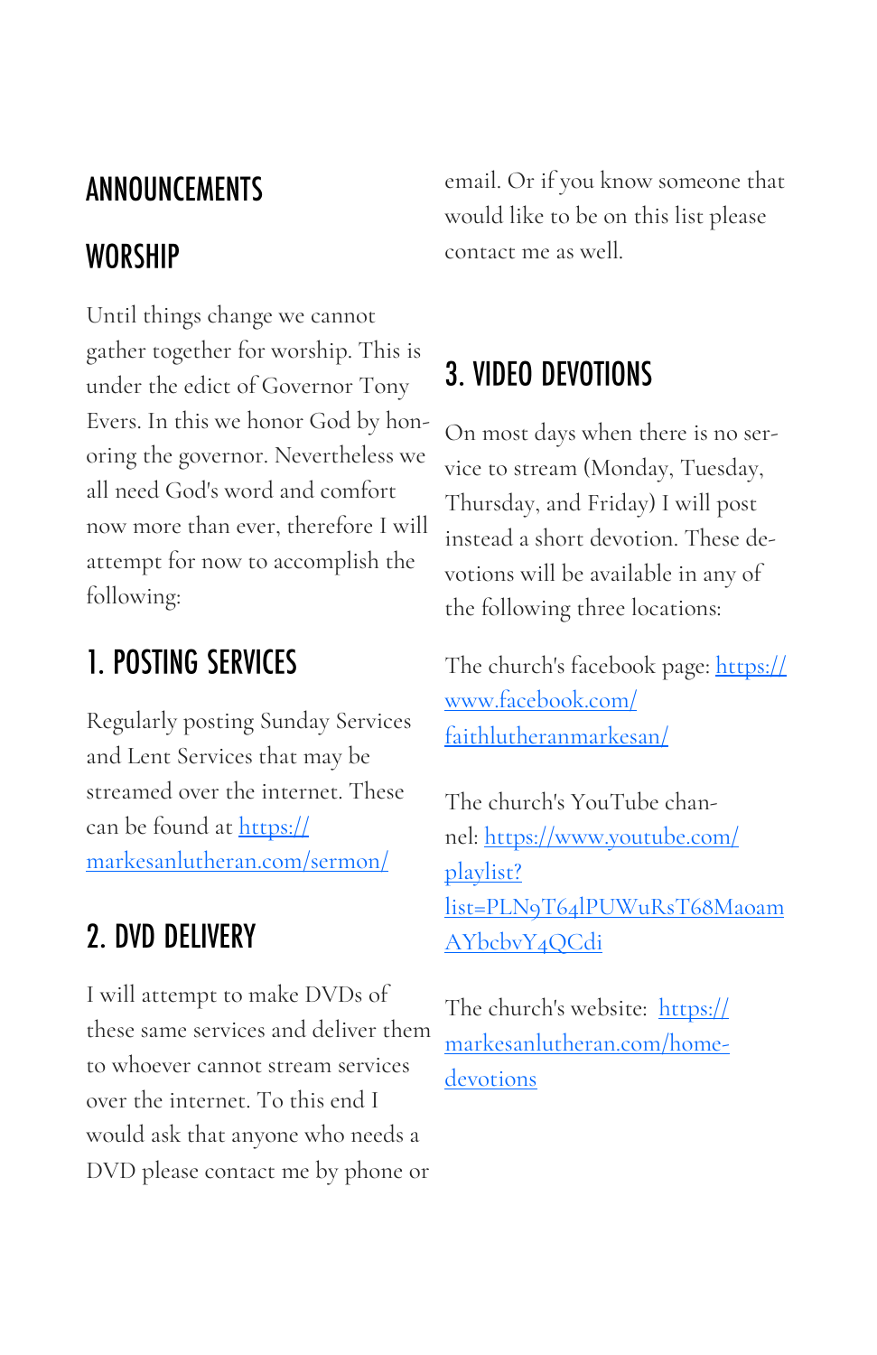# ANNOUNCEMENTS

## WORSHIP

Until things change we cannot gather together for worship. This is under the edict of Governor Tony Evers. In this we honor God by honoring the governor. Nevertheless we all need God's word and comfort now more than ever, therefore I will attempt for now to accomplish the following:

## 1. POSTING SERVICES

Regularly posting Sunday Services and Lent Services that may be streamed over the internet. These can be found at https://markesanlutheran.com/sermon/

## 2. DVD DELIVERY

I will attempt to make DVDs of these same services and deliver them to whoever cannot stream services over the internet. To this end I would ask that anyone who needs a DVD please contact me by phone or email. Or if you know someone that would like to be on this list please contact me as well.

## 3. VIDEO DEVOTIONS

On most days when there is no service to stream (Monday, Tuesday, Thursday, and Friday) I will post instead a short devotion. These devotions will be available in any of the following three locations:

The church's facebook page: https://www.facebook.com/faithlutheranmarkesan/

The church's YouTube channel: https://www.youtube.com/playlist?list=PLN9T64lPUWuRsT68MaoamAYbcbvY4QCdi

The church's website: https://markesanlutheran.com/home-devotions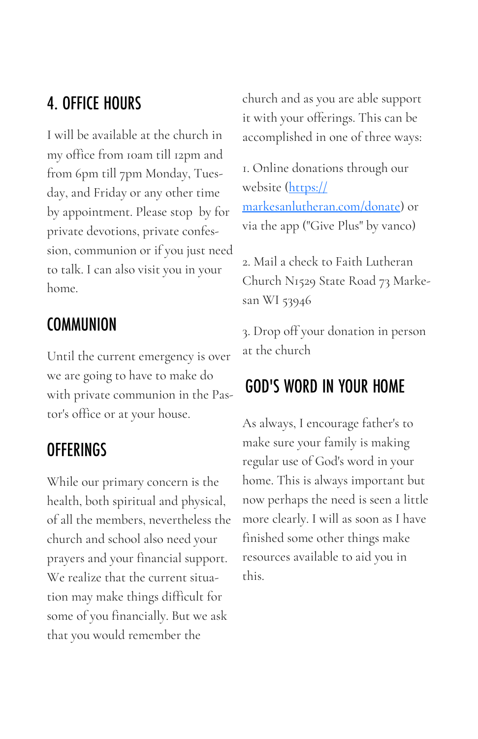## 4. OFFICE HOURS

I will be available at the church in my office from 10am till 12pm and from 6pm till 7pm Monday, Tuesday, and Friday or any other time by appointment. Please stop by for private devotions, private confession, communion or if you just need to talk. I can also visit you in your home.

## COMMUNION

Until the current emergency is over we are going to have to make do with private communion in the Pastor's office or at your house.

## OFFERINGS

While our primary concern is the health, both spiritual and physical, of all the members, nevertheless the church and school also need your prayers and your financial support. We realize that the current situation may make things difficult for some of you financially. But we ask that you would remember the church and as you are able support it with your offerings. This can be accomplished in one of three ways:

1. Online donations through our website ([https://markesanlutheran.com/donate](https://markesanlutheran.com/donate)) or via the app ("Give Plus" by vanco)

2. Mail a check to Faith Lutheran Church N1529 State Road 73 Markesan WI 53946

3. Drop off your donation in person at the church

## GOD'S WORD IN YOUR HOME

As always, I encourage father's to make sure your family is making regular use of God's word in your home. This is always important but now perhaps the need is seen a little more clearly. I will as soon as I have finished some other things make resources available to aid you in this.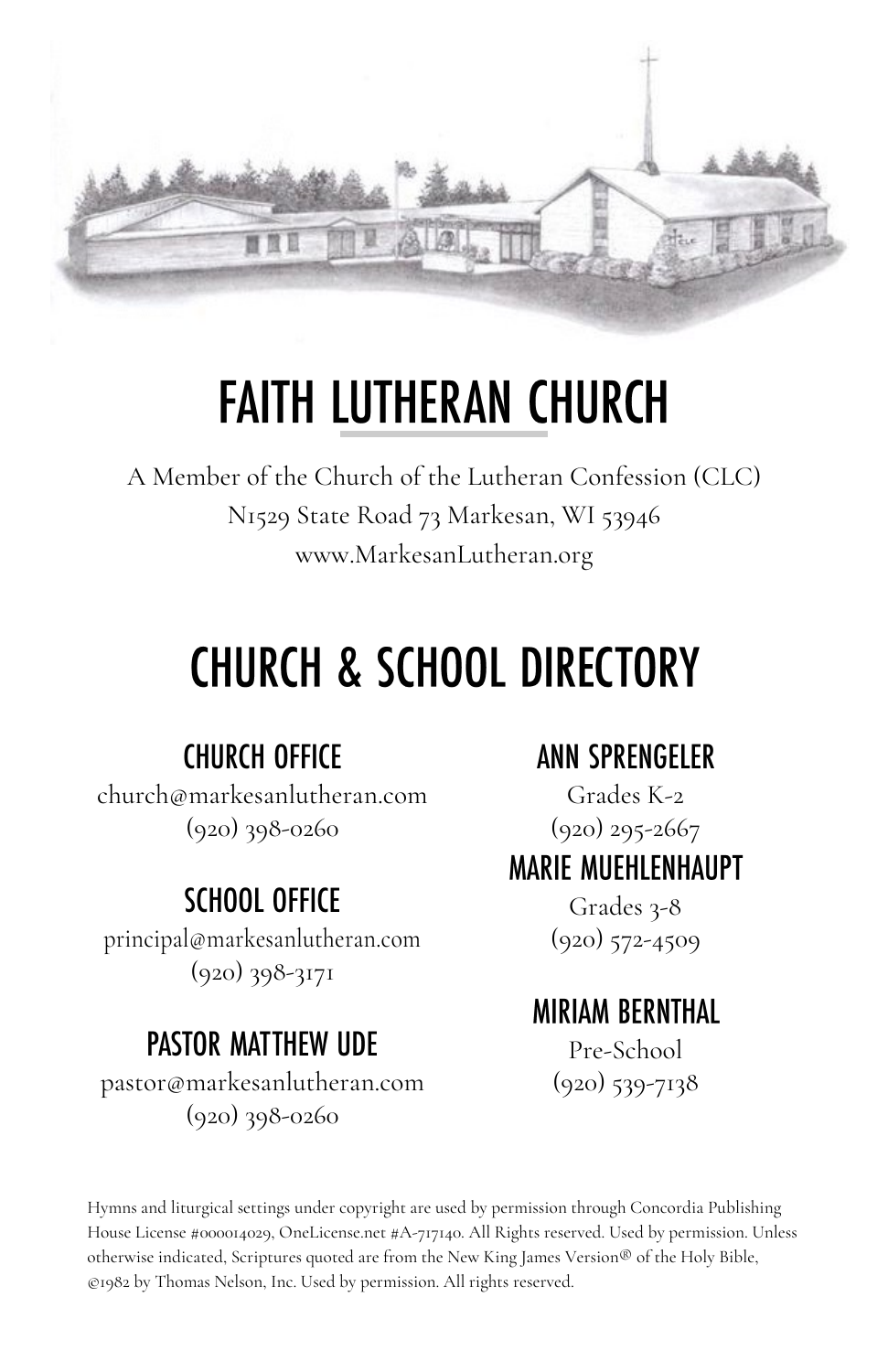# FAITH LUTHERAN CHURCH

A Member of the Church of the Lutheran Confession (CLC)
N1529 State Road 73 Markesan, WI 53946
www.MarkesanLutheran.org

# CHURCH & SCHOOL DIRECTORY

### CHURCH OFFICE

church@markesanlutheran.com
(920) 398-0260

### SCHOOL OFFICE

principal@markesanlutheran.com
(920) 398-3171

### PASTOR MATTHEW UDE

pastor@markesanlutheran.com
(920) 398-0260

### ANN SPRENGELER

Grades K-2
(920) 295-2667

### MARIE MUEHLENHAUPT

Grades 3-8
(920) 572-4509

### MIRIAM BERNTHAL

Pre-School
(920) 539-7138

Hymns and liturgical settings under copyright are used by permission through Concordia Publishing House License #000014029, OneLicense.net #A-717140. All Rights reserved. Used by permission. Unless otherwise indicated, Scriptures quoted are from the New King James Version® of the Holy Bible, ©1982 by Thomas Nelson, Inc. Used by permission. All rights reserved.